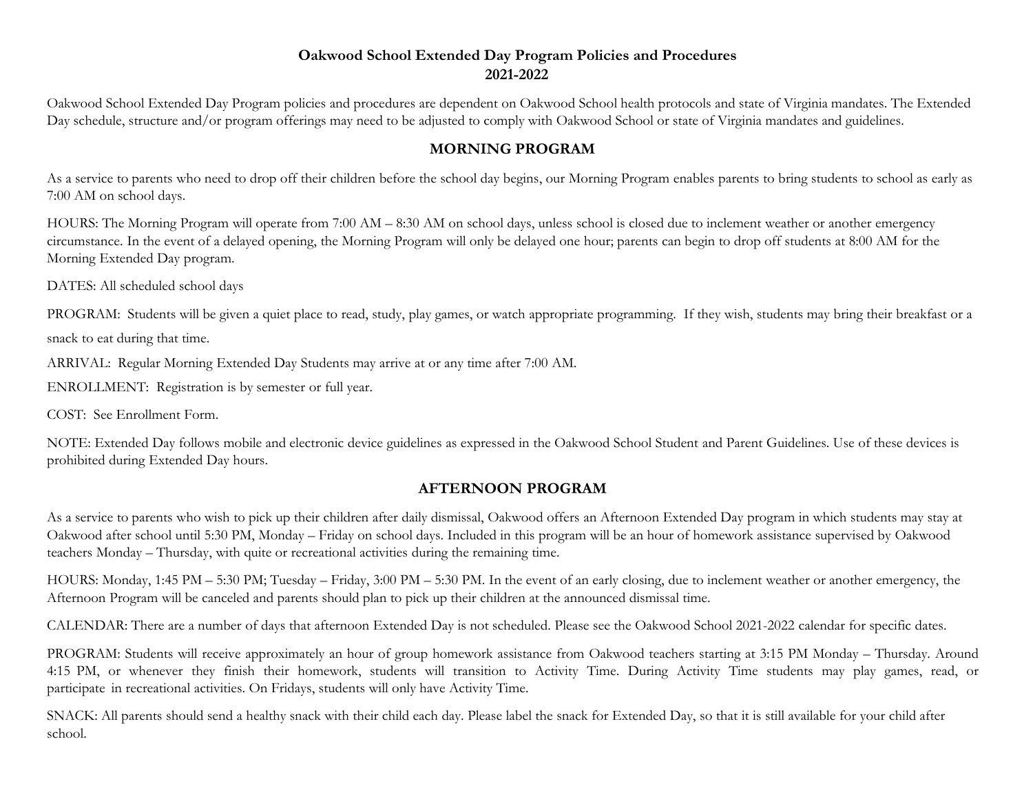# Oakwood School Extended Day Program Policies and Procedures
# 2021-2022

Oakwood School Extended Day Program policies and procedures are dependent on Oakwood School health protocols and state of Virginia mandates. The Extended Day schedule, structure and/or program offerings may need to be adjusted to comply with Oakwood School or state of Virginia mandates and guidelines.

## MORNING PROGRAM

As a service to parents who need to drop off their children before the school day begins, our Morning Program enables parents to bring students to school as early as 7:00 AM on school days.

HOURS: The Morning Program will operate from 7:00 AM – 8:30 AM on school days, unless school is closed due to inclement weather or another emergency circumstance. In the event of a delayed opening, the Morning Program will only be delayed one hour; parents can begin to drop off students at 8:00 AM for the Morning Extended Day program.

DATES: All scheduled school days

PROGRAM: Students will be given a quiet place to read, study, play games, or watch appropriate programming. If they wish, students may bring their breakfast or a snack to eat during that time.

ARRIVAL: Regular Morning Extended Day Students may arrive at or any time after 7:00 AM.

ENROLLMENT: Registration is by semester or full year.

COST: See Enrollment Form.

NOTE: Extended Day follows mobile and electronic device guidelines as expressed in the Oakwood School Student and Parent Guidelines. Use of these devices is prohibited during Extended Day hours.

## AFTERNOON PROGRAM

As a service to parents who wish to pick up their children after daily dismissal, Oakwood offers an Afternoon Extended Day program in which students may stay at Oakwood after school until 5:30 PM, Monday – Friday on school days. Included in this program will be an hour of homework assistance supervised by Oakwood teachers Monday – Thursday, with quite or recreational activities during the remaining time.

HOURS: Monday, 1:45 PM – 5:30 PM; Tuesday – Friday, 3:00 PM – 5:30 PM. In the event of an early closing, due to inclement weather or another emergency, the Afternoon Program will be canceled and parents should plan to pick up their children at the announced dismissal time.

CALENDAR: There are a number of days that afternoon Extended Day is not scheduled. Please see the Oakwood School 2021-2022 calendar for specific dates.

PROGRAM: Students will receive approximately an hour of group homework assistance from Oakwood teachers starting at 3:15 PM Monday – Thursday. Around 4:15 PM, or whenever they finish their homework, students will transition to Activity Time. During Activity Time students may play games, read, or participate in recreational activities. On Fridays, students will only have Activity Time.

SNACK: All parents should send a healthy snack with their child each day. Please label the snack for Extended Day, so that it is still available for your child after school.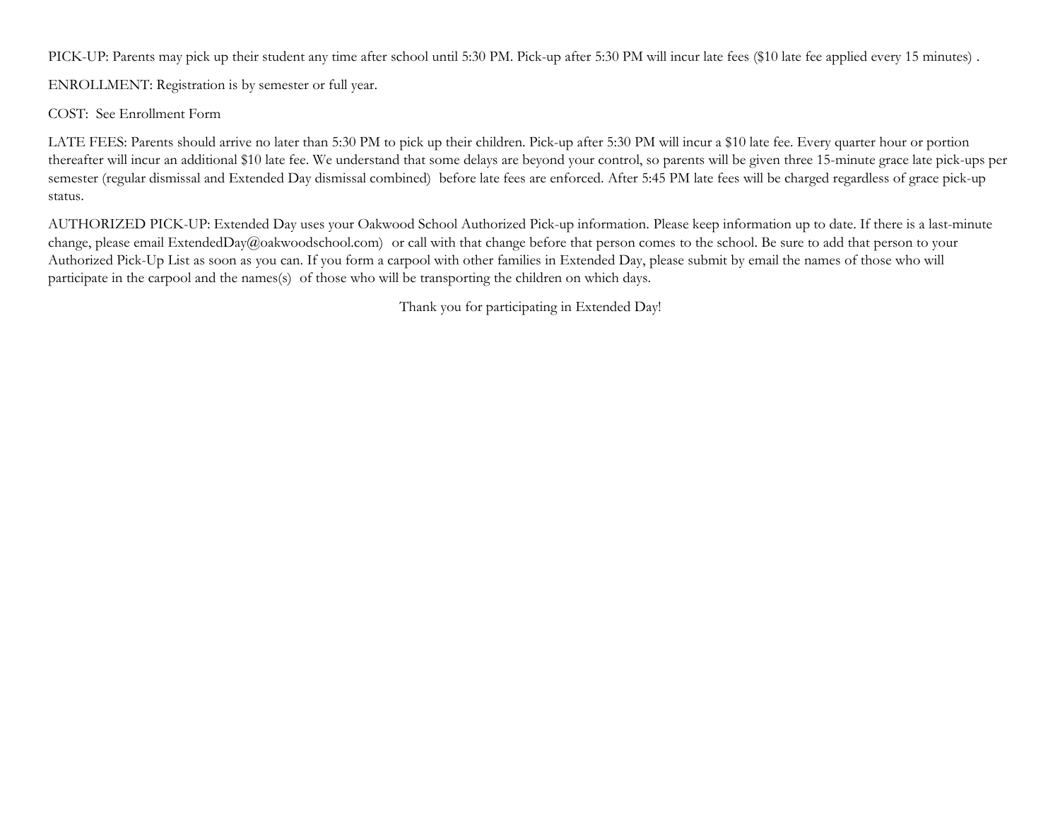PICK-UP: Parents may pick up their student any time after school until 5:30 PM. Pick-up after 5:30 PM will incur late fees ($10 late fee applied every 15 minutes) .

ENROLLMENT: Registration is by semester or full year.

COST:  See Enrollment Form

LATE FEES: Parents should arrive no later than 5:30 PM to pick up their children. Pick-up after 5:30 PM will incur a $10 late fee. Every quarter hour or portion thereafter will incur an additional $10 late fee. We understand that some delays are beyond your control, so parents will be given three 15-minute grace late pick-ups per semester (regular dismissal and Extended Day dismissal combined)  before late fees are enforced. After 5:45 PM late fees will be charged regardless of grace pick-up status.

AUTHORIZED PICK-UP: Extended Day uses your Oakwood School Authorized Pick-up information. Please keep information up to date. If there is a last-minute change, please email ExtendedDay@oakwoodschool.com)  or call with that change before that person comes to the school. Be sure to add that person to your Authorized Pick-Up List as soon as you can. If you form a carpool with other families in Extended Day, please submit by email the names of those who will participate in the carpool and the names(s)  of those who will be transporting the children on which days.

Thank you for participating in Extended Day!